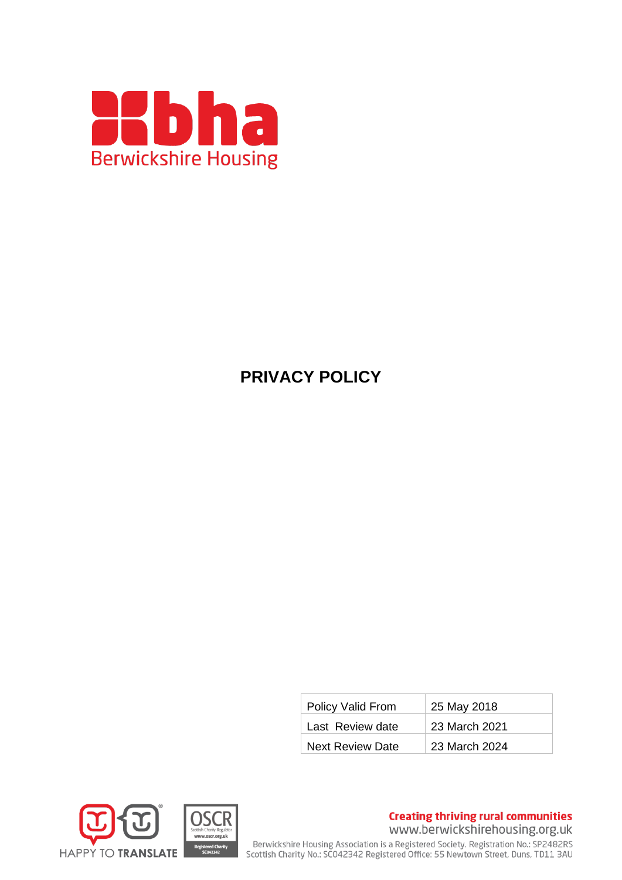Berwickshire Housing

# PRIVACY POLICY

| Policy Valid From | 25 May 2018 |
| --- | --- |
| Last Review date | 23 March 2021 |
| Next Review Date | 23 March 2024 |

HAPPY TO TRANSLATE

OSCR Scottish Charity Regulator www.oscr.org.uk Registered Charity SC042342

**Creating thriving rural communities**
www.berwickshirehousing.org.uk
Berwickshire Housing Association is a Registered Society. Registration No.: SP2482RS
Scottish Charity No.: SC042342 Registered Office: 55 Newtown Street, Duns, TD11 3AU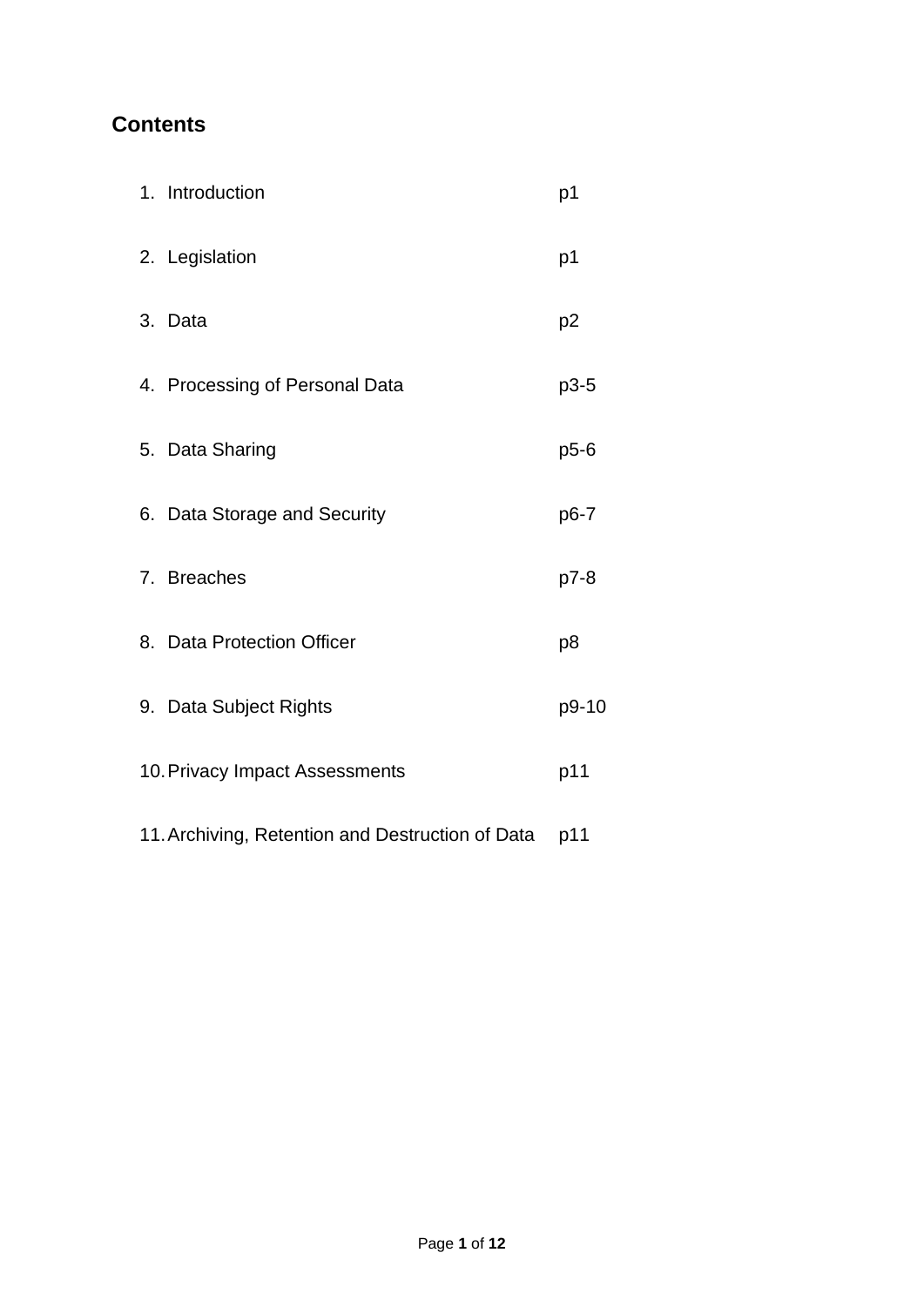## Contents

| | | |
|---|---|---|
| 1. | Introduction | p1 |
| 2. | Legislation | p1 |
| 3. | Data | p2 |
| 4. | Processing of Personal Data | p3-5 |
| 5. | Data Sharing | p5-6 |
| 6. | Data Storage and Security | p6-7 |
| 7. | Breaches | p7-8 |
| 8. | Data Protection Officer | p8 |
| 9. | Data Subject Rights | p9-10 |
| 10. | Privacy Impact Assessments | p11 |
| 11. | Archiving, Retention and Destruction of Data | p11 |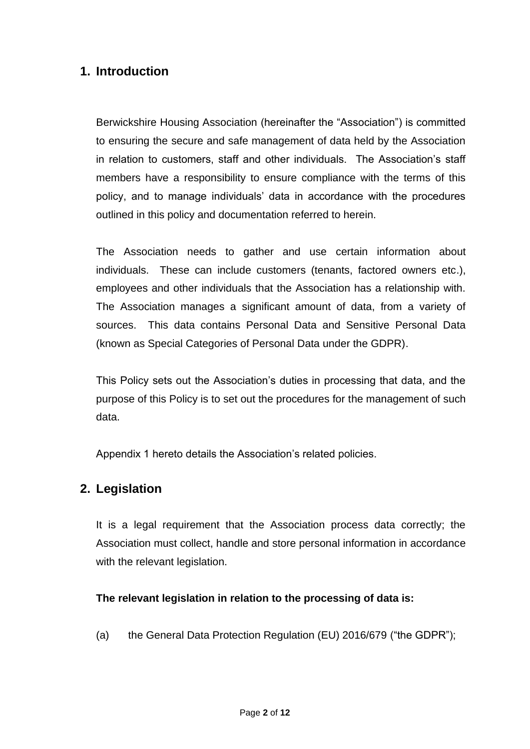## 1. Introduction

Berwickshire Housing Association (hereinafter the "Association") is committed to ensuring the secure and safe management of data held by the Association in relation to customers, staff and other individuals. The Association's staff members have a responsibility to ensure compliance with the terms of this policy, and to manage individuals' data in accordance with the procedures outlined in this policy and documentation referred to herein.

The Association needs to gather and use certain information about individuals. These can include customers (tenants, factored owners etc.), employees and other individuals that the Association has a relationship with. The Association manages a significant amount of data, from a variety of sources. This data contains Personal Data and Sensitive Personal Data (known as Special Categories of Personal Data under the GDPR).

This Policy sets out the Association's duties in processing that data, and the purpose of this Policy is to set out the procedures for the management of such data.

Appendix 1 hereto details the Association's related policies.

## 2. Legislation

It is a legal requirement that the Association process data correctly; the Association must collect, handle and store personal information in accordance with the relevant legislation.

**The relevant legislation in relation to the processing of data is:**

(a) the General Data Protection Regulation (EU) 2016/679 ("the GDPR");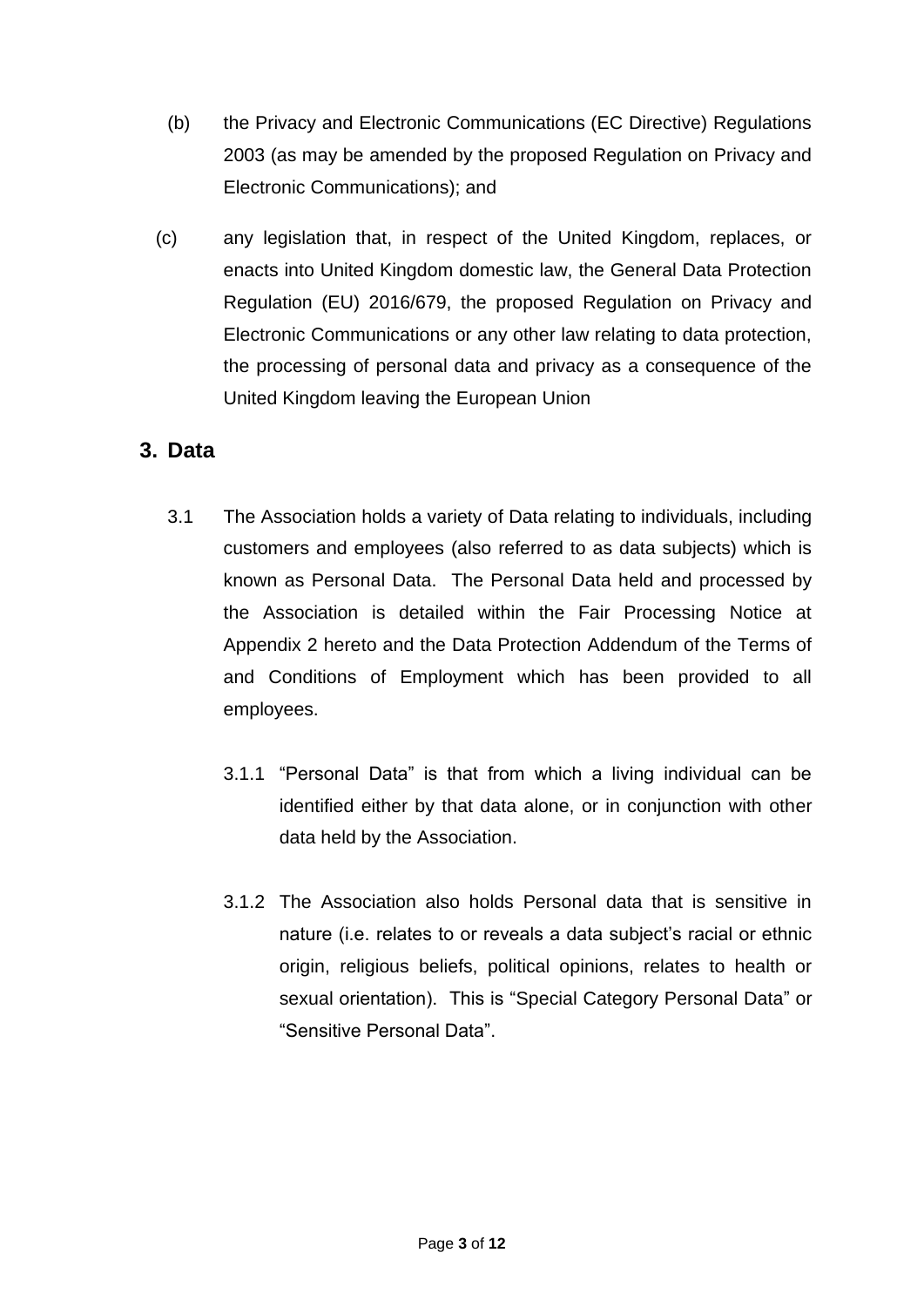(b) the Privacy and Electronic Communications (EC Directive) Regulations 2003 (as may be amended by the proposed Regulation on Privacy and Electronic Communications); and

(c) any legislation that, in respect of the United Kingdom, replaces, or enacts into United Kingdom domestic law, the General Data Protection Regulation (EU) 2016/679, the proposed Regulation on Privacy and Electronic Communications or any other law relating to data protection, the processing of personal data and privacy as a consequence of the United Kingdom leaving the European Union

## 3. Data

3.1 The Association holds a variety of Data relating to individuals, including customers and employees (also referred to as data subjects) which is known as Personal Data. The Personal Data held and processed by the Association is detailed within the Fair Processing Notice at Appendix 2 hereto and the Data Protection Addendum of the Terms of and Conditions of Employment which has been provided to all employees.

3.1.1 "Personal Data" is that from which a living individual can be identified either by that data alone, or in conjunction with other data held by the Association.

3.1.2 The Association also holds Personal data that is sensitive in nature (i.e. relates to or reveals a data subject's racial or ethnic origin, religious beliefs, political opinions, relates to health or sexual orientation). This is "Special Category Personal Data" or "Sensitive Personal Data".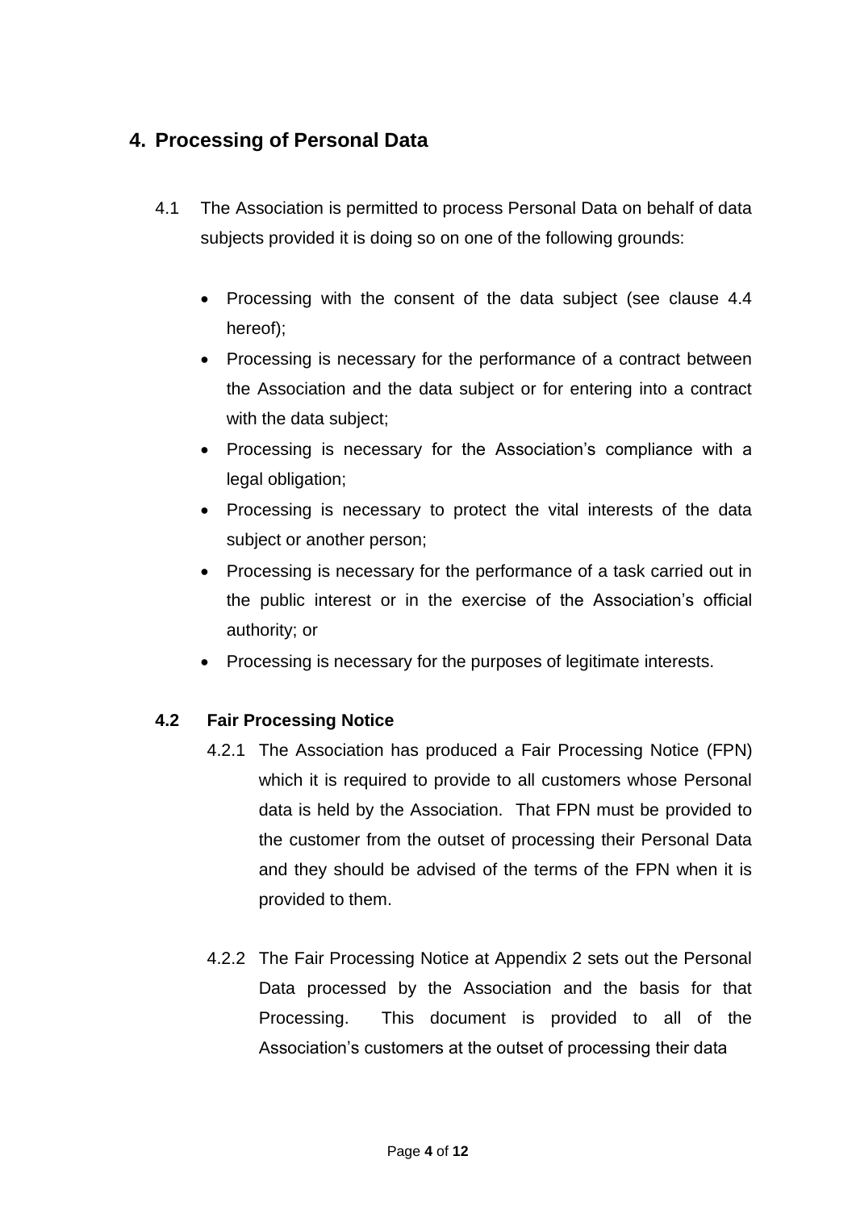## 4. Processing of Personal Data

4.1 The Association is permitted to process Personal Data on behalf of data subjects provided it is doing so on one of the following grounds:

- Processing with the consent of the data subject (see clause 4.4 hereof);
- Processing is necessary for the performance of a contract between the Association and the data subject or for entering into a contract with the data subject;
- Processing is necessary for the Association's compliance with a legal obligation;
- Processing is necessary to protect the vital interests of the data subject or another person;
- Processing is necessary for the performance of a task carried out in the public interest or in the exercise of the Association's official authority; or
- Processing is necessary for the purposes of legitimate interests.

### 4.2 Fair Processing Notice

4.2.1 The Association has produced a Fair Processing Notice (FPN) which it is required to provide to all customers whose Personal data is held by the Association. That FPN must be provided to the customer from the outset of processing their Personal Data and they should be advised of the terms of the FPN when it is provided to them.

4.2.2 The Fair Processing Notice at Appendix 2 sets out the Personal Data processed by the Association and the basis for that Processing. This document is provided to all of the Association's customers at the outset of processing their data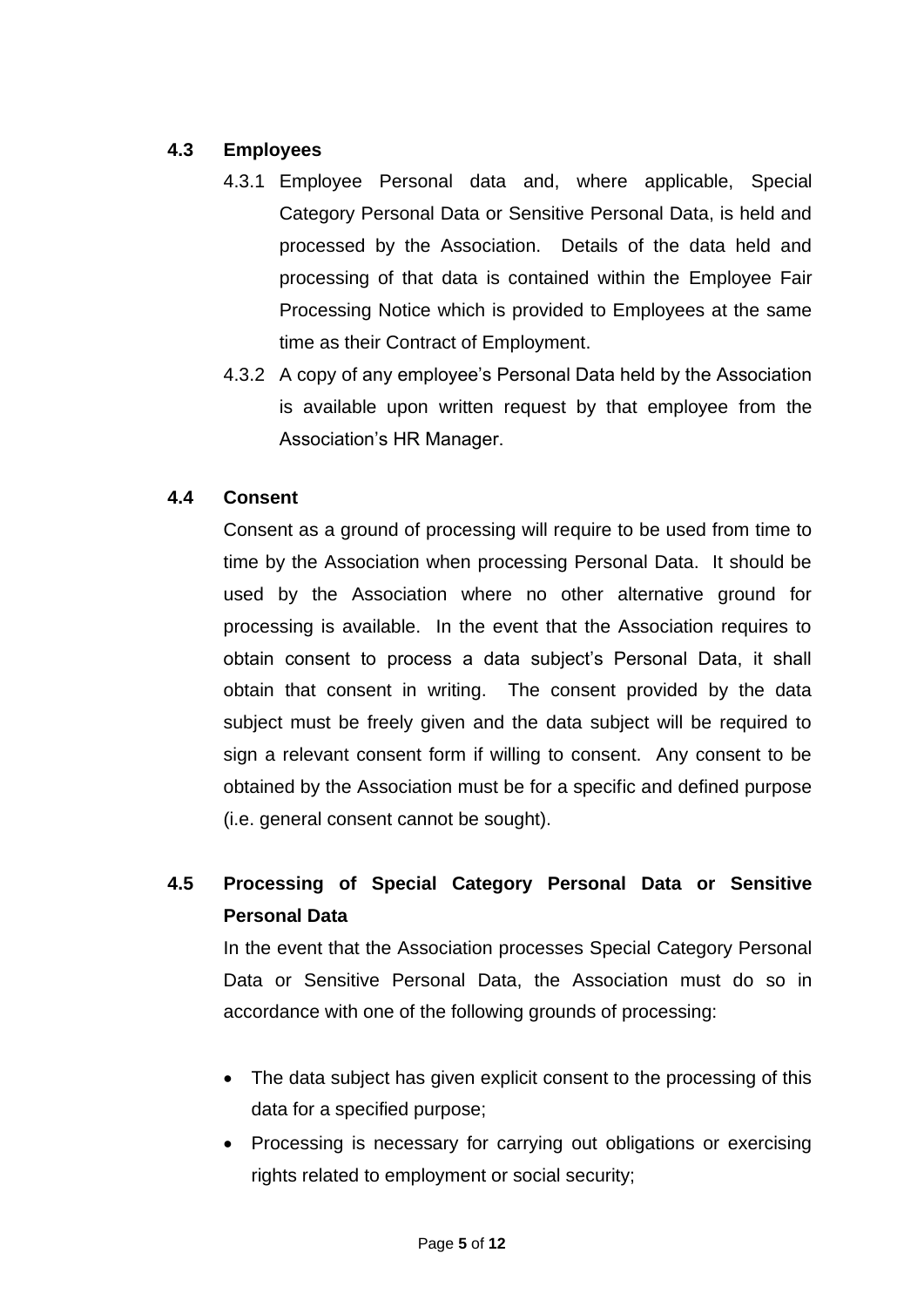### 4.3 Employees

4.3.1 Employee Personal data and, where applicable, Special Category Personal Data or Sensitive Personal Data, is held and processed by the Association. Details of the data held and processing of that data is contained within the Employee Fair Processing Notice which is provided to Employees at the same time as their Contract of Employment.

4.3.2 A copy of any employee's Personal Data held by the Association is available upon written request by that employee from the Association's HR Manager.

### 4.4 Consent

Consent as a ground of processing will require to be used from time to time by the Association when processing Personal Data. It should be used by the Association where no other alternative ground for processing is available. In the event that the Association requires to obtain consent to process a data subject's Personal Data, it shall obtain that consent in writing. The consent provided by the data subject must be freely given and the data subject will be required to sign a relevant consent form if willing to consent. Any consent to be obtained by the Association must be for a specific and defined purpose (i.e. general consent cannot be sought).

### 4.5 Processing of Special Category Personal Data or Sensitive Personal Data

In the event that the Association processes Special Category Personal Data or Sensitive Personal Data, the Association must do so in accordance with one of the following grounds of processing:

- The data subject has given explicit consent to the processing of this data for a specified purpose;
- Processing is necessary for carrying out obligations or exercising rights related to employment or social security;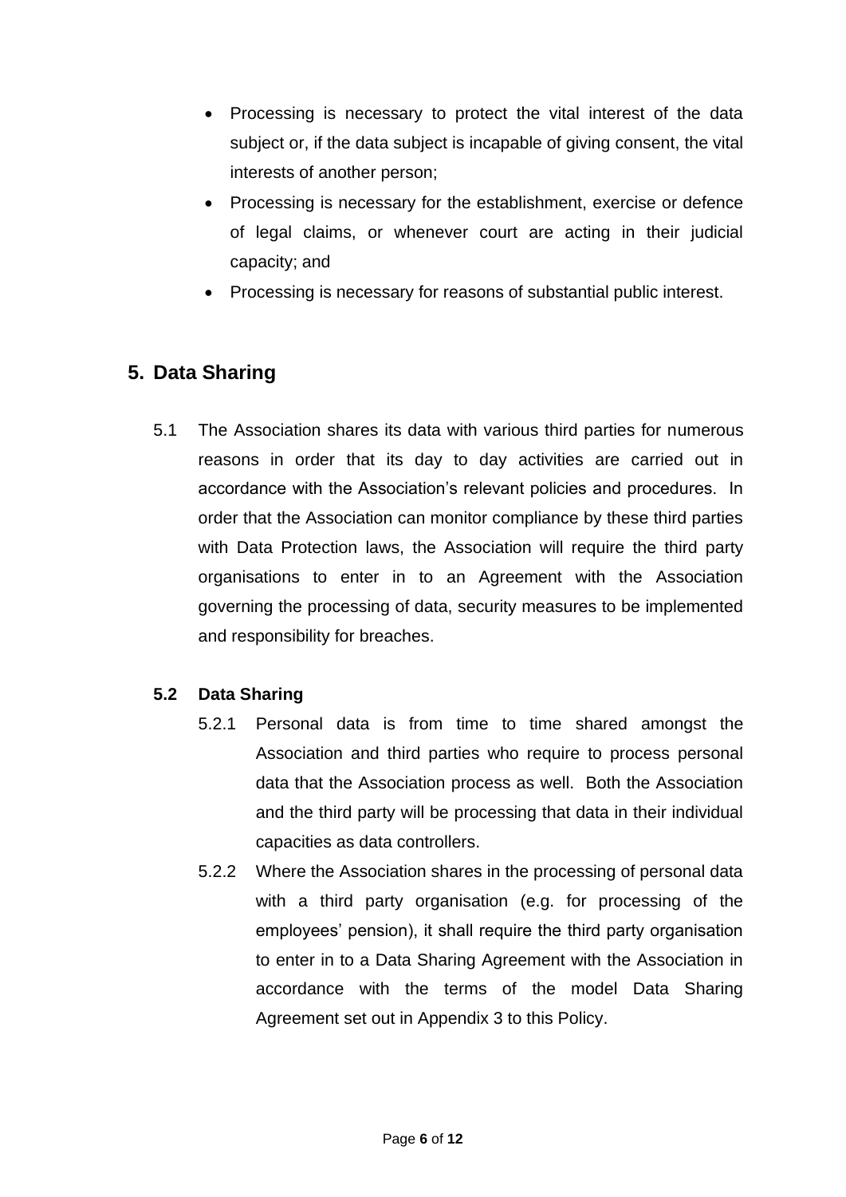- Processing is necessary to protect the vital interest of the data subject or, if the data subject is incapable of giving consent, the vital interests of another person;
- Processing is necessary for the establishment, exercise or defence of legal claims, or whenever court are acting in their judicial capacity; and
- Processing is necessary for reasons of substantial public interest.

## 5. Data Sharing

5.1 The Association shares its data with various third parties for numerous reasons in order that its day to day activities are carried out in accordance with the Association's relevant policies and procedures. In order that the Association can monitor compliance by these third parties with Data Protection laws, the Association will require the third party organisations to enter in to an Agreement with the Association governing the processing of data, security measures to be implemented and responsibility for breaches.

### 5.2 Data Sharing

5.2.1 Personal data is from time to time shared amongst the Association and third parties who require to process personal data that the Association process as well. Both the Association and the third party will be processing that data in their individual capacities as data controllers.

5.2.2 Where the Association shares in the processing of personal data with a third party organisation (e.g. for processing of the employees' pension), it shall require the third party organisation to enter in to a Data Sharing Agreement with the Association in accordance with the terms of the model Data Sharing Agreement set out in Appendix 3 to this Policy.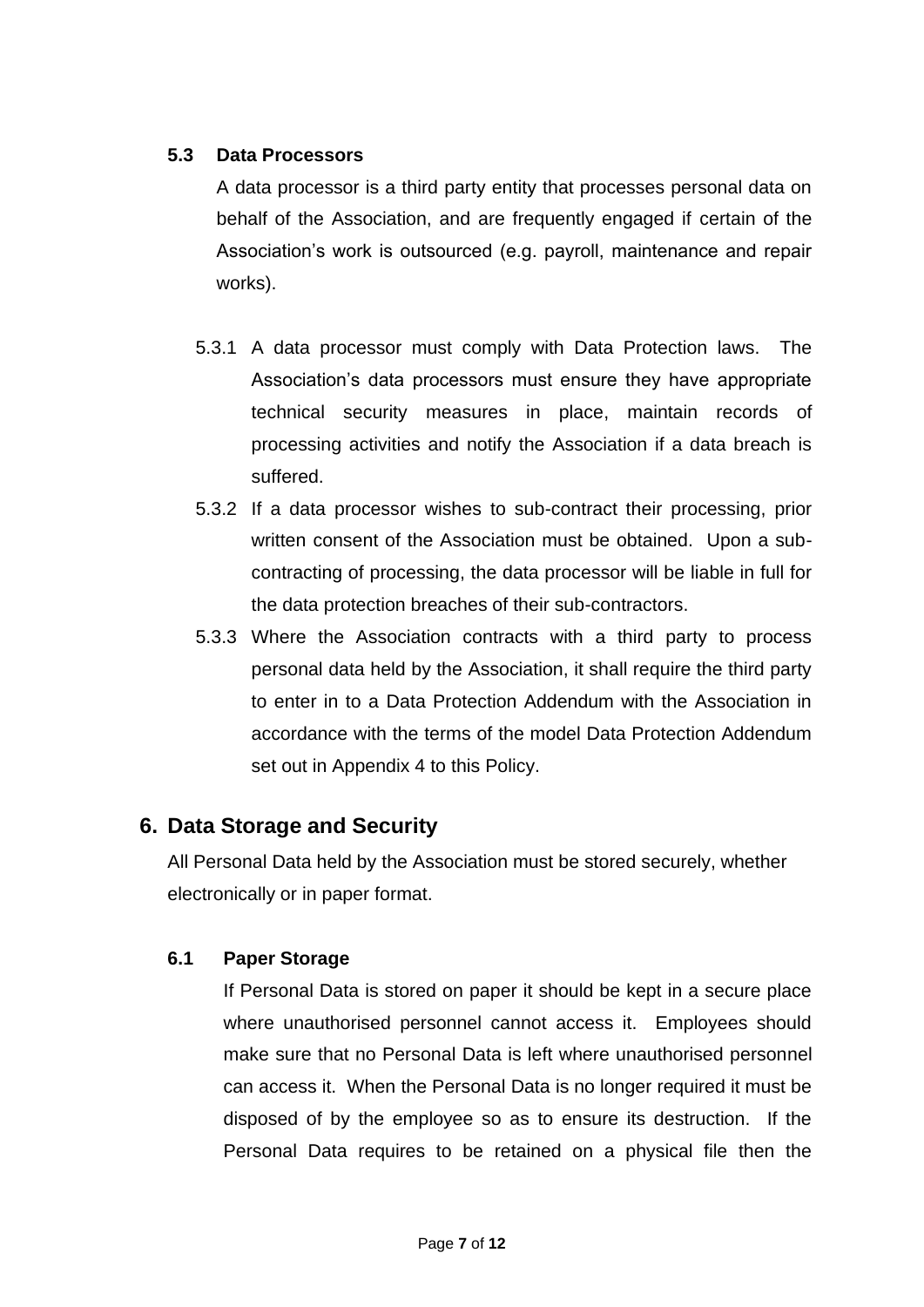### 5.3 Data Processors

A data processor is a third party entity that processes personal data on behalf of the Association, and are frequently engaged if certain of the Association's work is outsourced (e.g. payroll, maintenance and repair works).

5.3.1 A data processor must comply with Data Protection laws. The Association's data processors must ensure they have appropriate technical security measures in place, maintain records of processing activities and notify the Association if a data breach is suffered.

5.3.2 If a data processor wishes to sub-contract their processing, prior written consent of the Association must be obtained. Upon a sub-contracting of processing, the data processor will be liable in full for the data protection breaches of their sub-contractors.

5.3.3 Where the Association contracts with a third party to process personal data held by the Association, it shall require the third party to enter in to a Data Protection Addendum with the Association in accordance with the terms of the model Data Protection Addendum set out in Appendix 4 to this Policy.

## 6. Data Storage and Security

All Personal Data held by the Association must be stored securely, whether electronically or in paper format.

### 6.1 Paper Storage

If Personal Data is stored on paper it should be kept in a secure place where unauthorised personnel cannot access it. Employees should make sure that no Personal Data is left where unauthorised personnel can access it. When the Personal Data is no longer required it must be disposed of by the employee so as to ensure its destruction. If the Personal Data requires to be retained on a physical file then the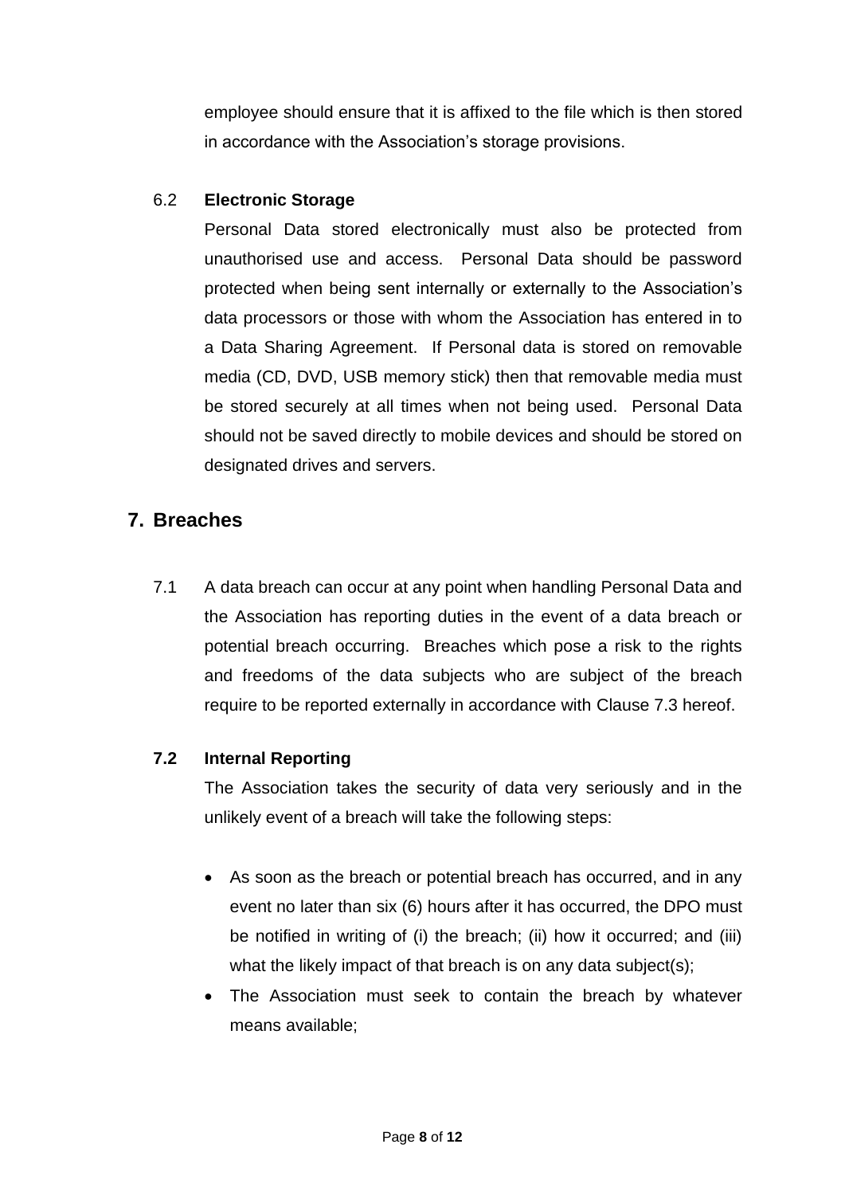employee should ensure that it is affixed to the file which is then stored in accordance with the Association's storage provisions.

6.2 **Electronic Storage**

Personal Data stored electronically must also be protected from unauthorised use and access. Personal Data should be password protected when being sent internally or externally to the Association's data processors or those with whom the Association has entered in to a Data Sharing Agreement. If Personal data is stored on removable media (CD, DVD, USB memory stick) then that removable media must be stored securely at all times when not being used. Personal Data should not be saved directly to mobile devices and should be stored on designated drives and servers.

## 7. Breaches

7.1 A data breach can occur at any point when handling Personal Data and the Association has reporting duties in the event of a data breach or potential breach occurring. Breaches which pose a risk to the rights and freedoms of the data subjects who are subject of the breach require to be reported externally in accordance with Clause 7.3 hereof.

**7.2 Internal Reporting**

The Association takes the security of data very seriously and in the unlikely event of a breach will take the following steps:

- As soon as the breach or potential breach has occurred, and in any event no later than six (6) hours after it has occurred, the DPO must be notified in writing of (i) the breach; (ii) how it occurred; and (iii) what the likely impact of that breach is on any data subject(s);
- The Association must seek to contain the breach by whatever means available;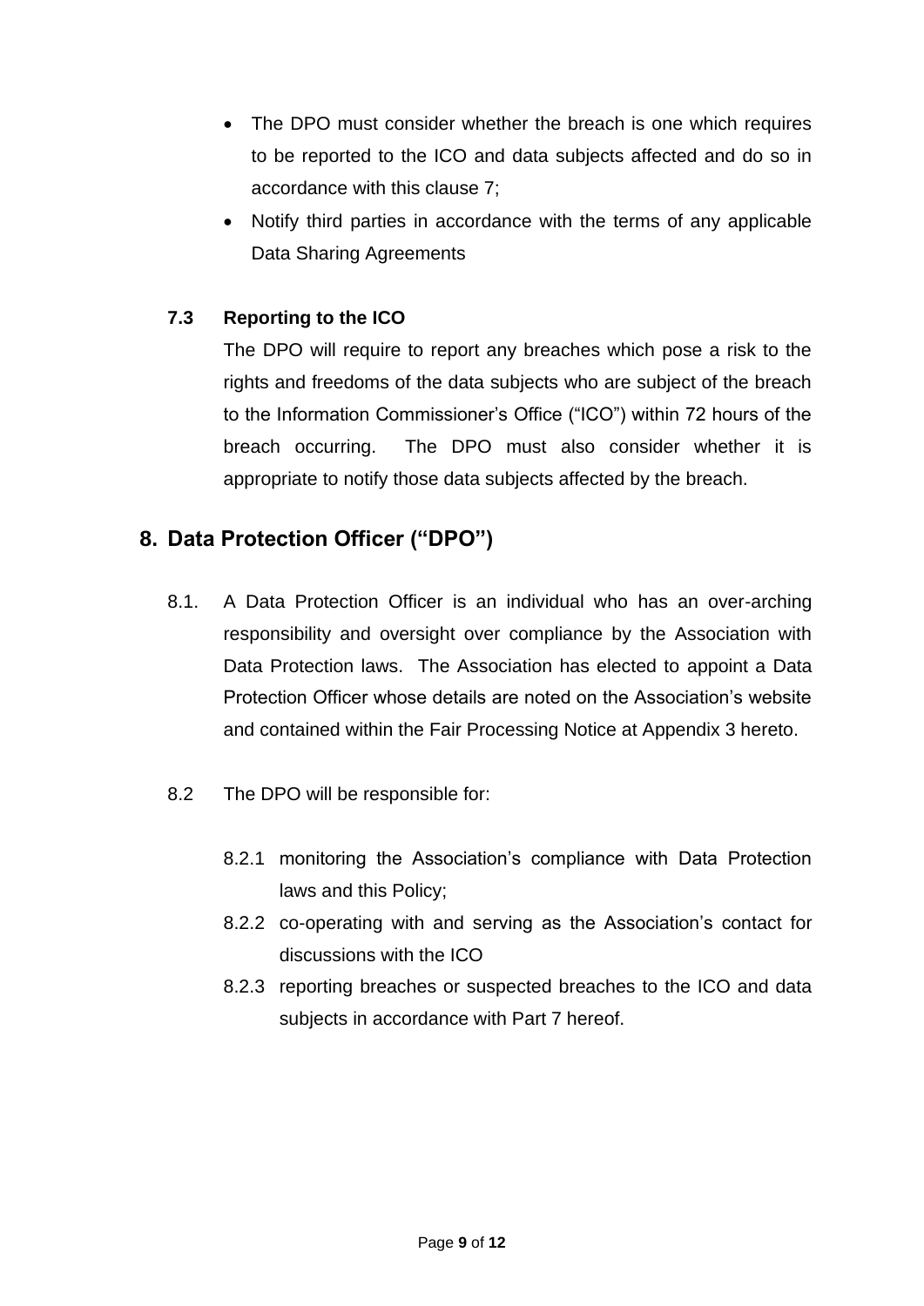- The DPO must consider whether the breach is one which requires to be reported to the ICO and data subjects affected and do so in accordance with this clause 7;
- Notify third parties in accordance with the terms of any applicable Data Sharing Agreements

### 7.3 Reporting to the ICO

The DPO will require to report any breaches which pose a risk to the rights and freedoms of the data subjects who are subject of the breach to the Information Commissioner's Office ("ICO") within 72 hours of the breach occurring. The DPO must also consider whether it is appropriate to notify those data subjects affected by the breach.

## 8. Data Protection Officer ("DPO")

8.1. A Data Protection Officer is an individual who has an over-arching responsibility and oversight over compliance by the Association with Data Protection laws. The Association has elected to appoint a Data Protection Officer whose details are noted on the Association's website and contained within the Fair Processing Notice at Appendix 3 hereto.

8.2 The DPO will be responsible for:

8.2.1 monitoring the Association's compliance with Data Protection laws and this Policy;

8.2.2 co-operating with and serving as the Association's contact for discussions with the ICO

8.2.3 reporting breaches or suspected breaches to the ICO and data subjects in accordance with Part 7 hereof.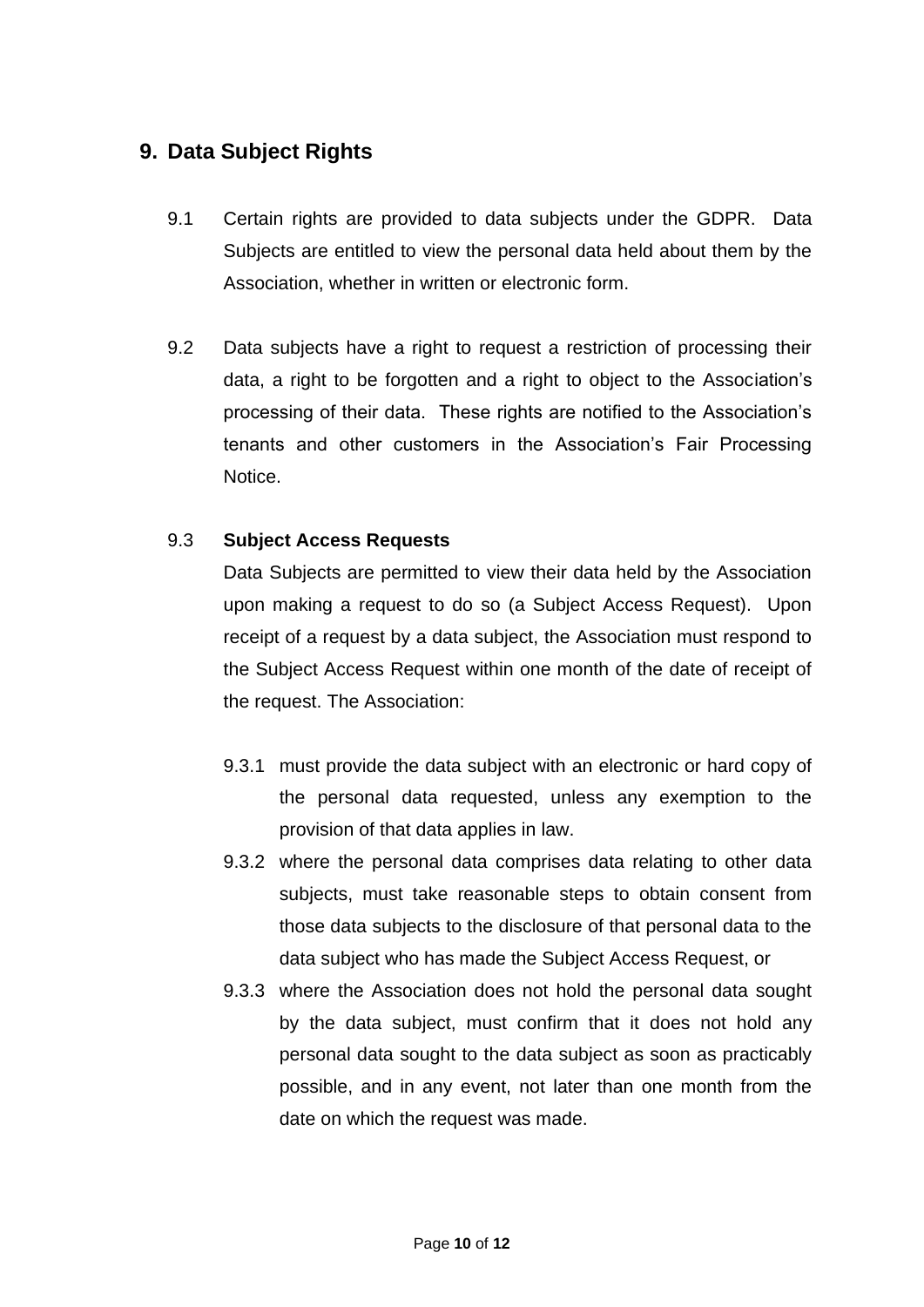## 9. Data Subject Rights

9.1 Certain rights are provided to data subjects under the GDPR. Data Subjects are entitled to view the personal data held about them by the Association, whether in written or electronic form.

9.2 Data subjects have a right to request a restriction of processing their data, a right to be forgotten and a right to object to the Association's processing of their data. These rights are notified to the Association's tenants and other customers in the Association's Fair Processing Notice.

9.3 **Subject Access Requests**

Data Subjects are permitted to view their data held by the Association upon making a request to do so (a Subject Access Request). Upon receipt of a request by a data subject, the Association must respond to the Subject Access Request within one month of the date of receipt of the request. The Association:

9.3.1 must provide the data subject with an electronic or hard copy of the personal data requested, unless any exemption to the provision of that data applies in law.

9.3.2 where the personal data comprises data relating to other data subjects, must take reasonable steps to obtain consent from those data subjects to the disclosure of that personal data to the data subject who has made the Subject Access Request, or

9.3.3 where the Association does not hold the personal data sought by the data subject, must confirm that it does not hold any personal data sought to the data subject as soon as practicably possible, and in any event, not later than one month from the date on which the request was made.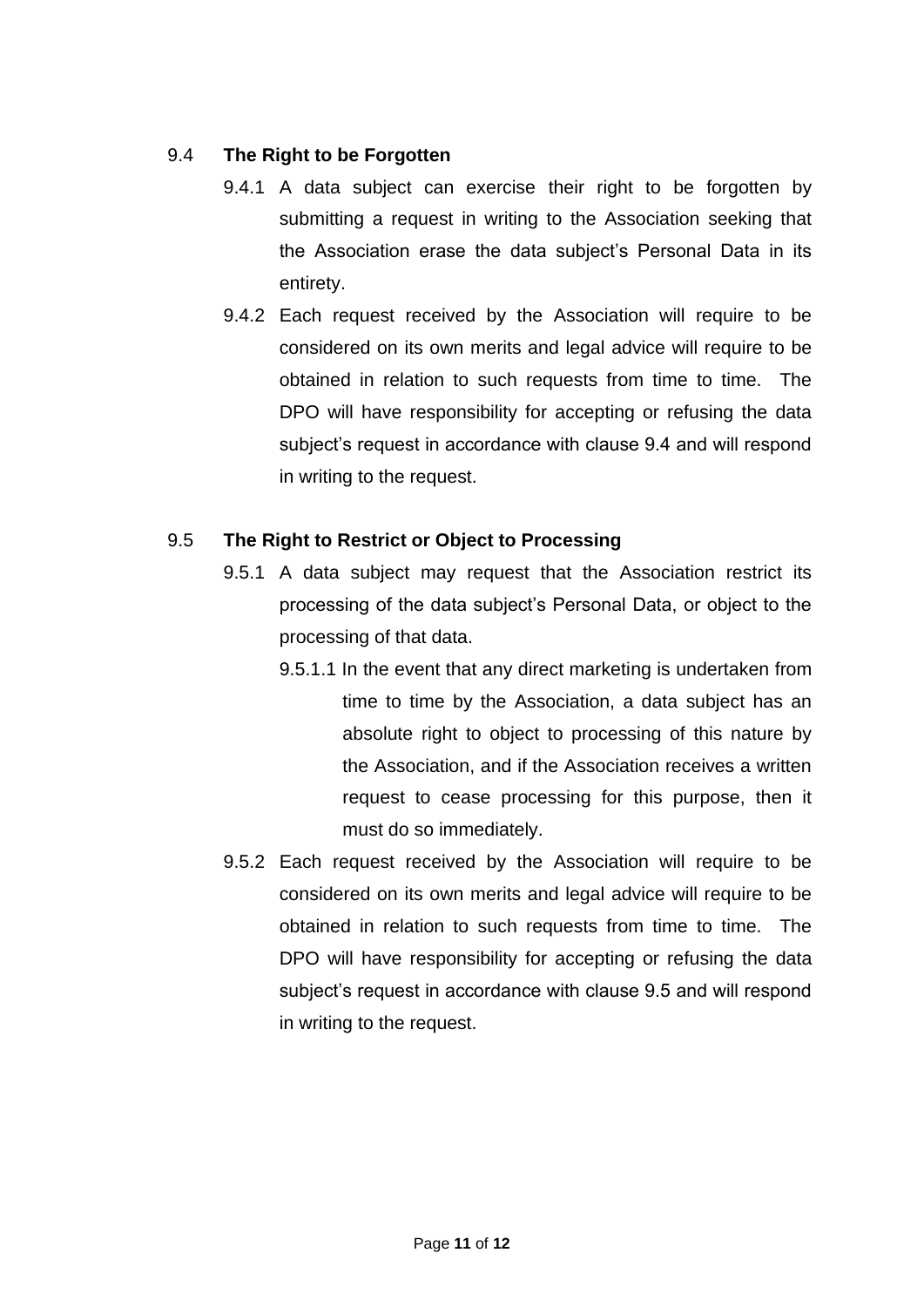### 9.4 **The Right to be Forgotten**

9.4.1 A data subject can exercise their right to be forgotten by submitting a request in writing to the Association seeking that the Association erase the data subject's Personal Data in its entirety.

9.4.2 Each request received by the Association will require to be considered on its own merits and legal advice will require to be obtained in relation to such requests from time to time. The DPO will have responsibility for accepting or refusing the data subject's request in accordance with clause 9.4 and will respond in writing to the request.

### 9.5 **The Right to Restrict or Object to Processing**

9.5.1 A data subject may request that the Association restrict its processing of the data subject's Personal Data, or object to the processing of that data.

9.5.1.1 In the event that any direct marketing is undertaken from time to time by the Association, a data subject has an absolute right to object to processing of this nature by the Association, and if the Association receives a written request to cease processing for this purpose, then it must do so immediately.

9.5.2 Each request received by the Association will require to be considered on its own merits and legal advice will require to be obtained in relation to such requests from time to time. The DPO will have responsibility for accepting or refusing the data subject's request in accordance with clause 9.5 and will respond in writing to the request.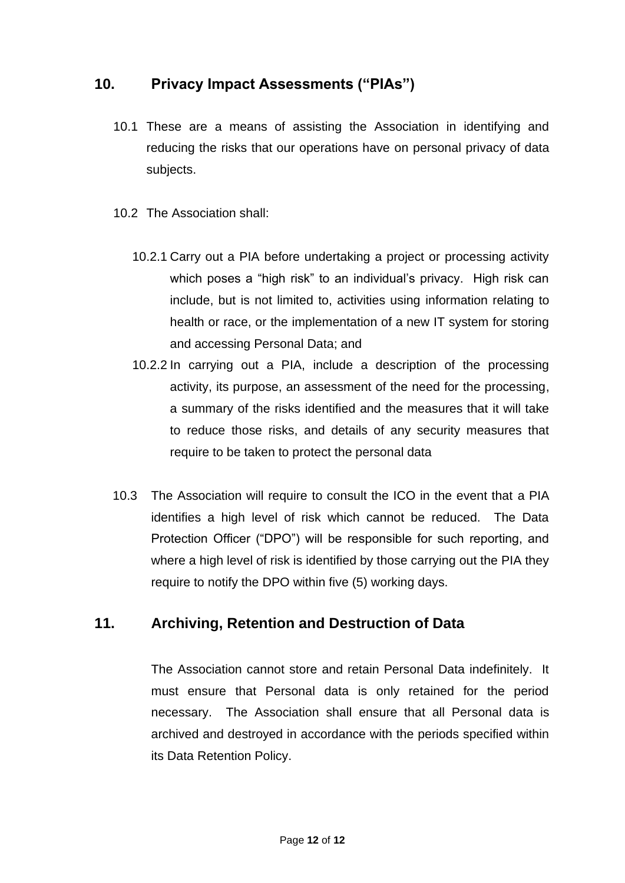## 10. Privacy Impact Assessments ("PIAs")

10.1 These are a means of assisting the Association in identifying and reducing the risks that our operations have on personal privacy of data subjects.

10.2 The Association shall:

10.2.1 Carry out a PIA before undertaking a project or processing activity which poses a "high risk" to an individual's privacy. High risk can include, but is not limited to, activities using information relating to health or race, or the implementation of a new IT system for storing and accessing Personal Data; and

10.2.2 In carrying out a PIA, include a description of the processing activity, its purpose, an assessment of the need for the processing, a summary of the risks identified and the measures that it will take to reduce those risks, and details of any security measures that require to be taken to protect the personal data

10.3 The Association will require to consult the ICO in the event that a PIA identifies a high level of risk which cannot be reduced. The Data Protection Officer ("DPO") will be responsible for such reporting, and where a high level of risk is identified by those carrying out the PIA they require to notify the DPO within five (5) working days.

## 11. Archiving, Retention and Destruction of Data

The Association cannot store and retain Personal Data indefinitely. It must ensure that Personal data is only retained for the period necessary. The Association shall ensure that all Personal data is archived and destroyed in accordance with the periods specified within its Data Retention Policy.